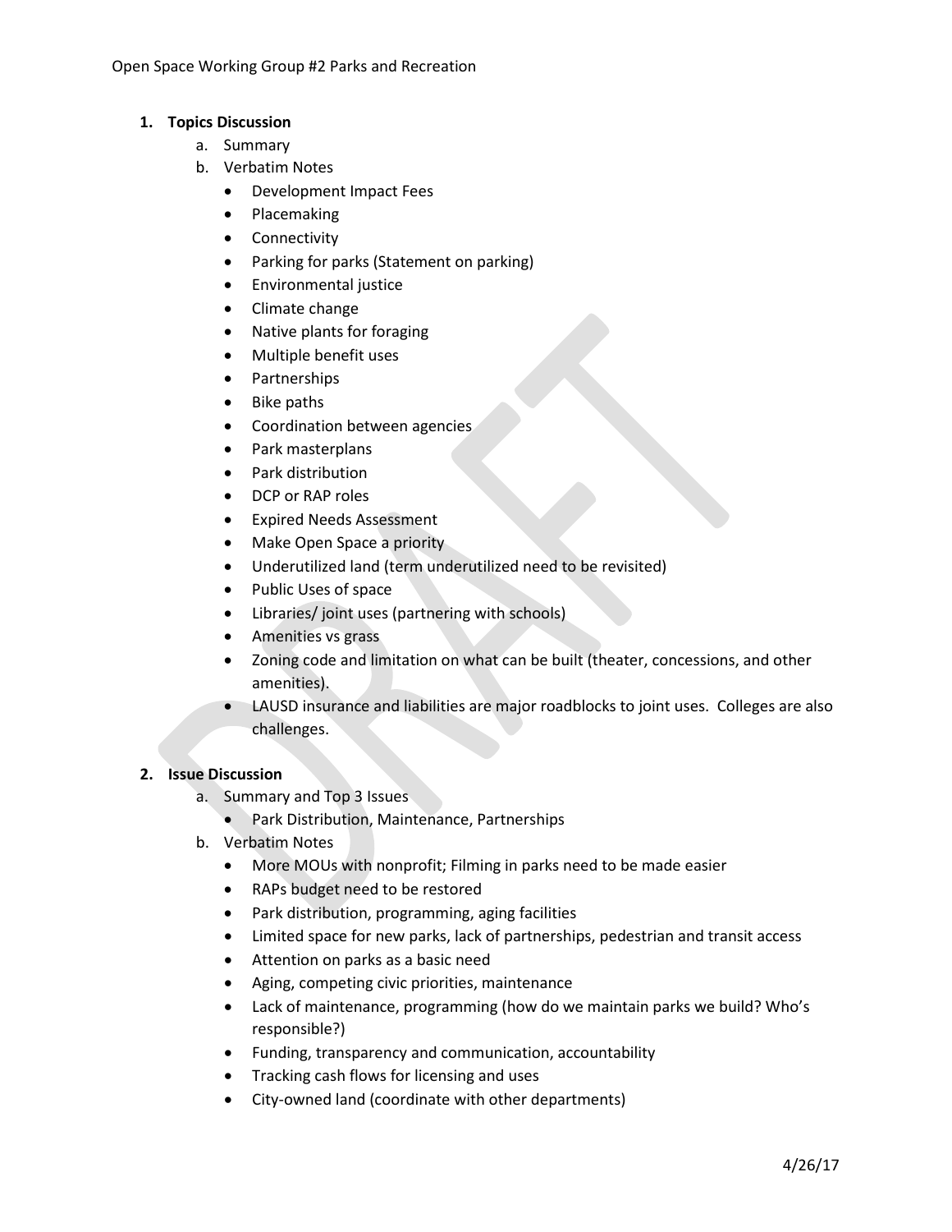Open Space Working Group #2 Parks and Recreation

1. **Topics Discussion**
   a. Summary
   b. Verbatim Notes
      - Development Impact Fees
      - Placemaking
      - Connectivity
      - Parking for parks (Statement on parking)
      - Environmental justice
      - Climate change
      - Native plants for foraging
      - Multiple benefit uses
      - Partnerships
      - Bike paths
      - Coordination between agencies
      - Park masterplans
      - Park distribution
      - DCP or RAP roles
      - Expired Needs Assessment
      - Make Open Space a priority
      - Underutilized land (term underutilized need to be revisited)
      - Public Uses of space
      - Libraries/ joint uses (partnering with schools)
      - Amenities vs grass
      - Zoning code and limitation on what can be built (theater, concessions, and other amenities).
      - LAUSD insurance and liabilities are major roadblocks to joint uses. Colleges are also challenges.

2. **Issue Discussion**
   a. Summary and Top 3 Issues
      - Park Distribution, Maintenance, Partnerships
   b. Verbatim Notes
      - More MOUs with nonprofit; Filming in parks need to be made easier
      - RAPs budget need to be restored
      - Park distribution, programming, aging facilities
      - Limited space for new parks, lack of partnerships, pedestrian and transit access
      - Attention on parks as a basic need
      - Aging, competing civic priorities, maintenance
      - Lack of maintenance, programming (how do we maintain parks we build? Who's responsible?)
      - Funding, transparency and communication, accountability
      - Tracking cash flows for licensing and uses
      - City-owned land (coordinate with other departments)

4/26/17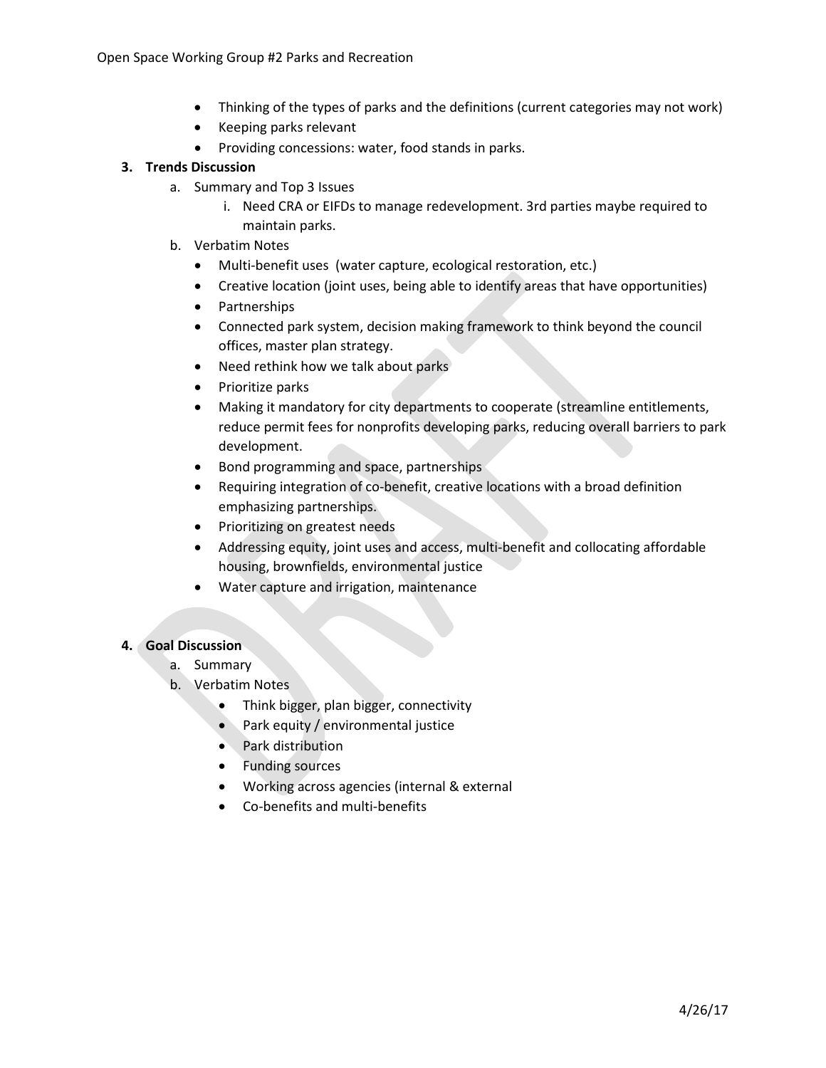- Thinking of the types of parks and the definitions (current categories may not work)
- Keeping parks relevant
- Providing concessions: water, food stands in parks.

**3. Trends Discussion**

a. Summary and Top 3 Issues

i. Need CRA or EIFDs to manage redevelopment. 3rd parties maybe required to maintain parks.

b. Verbatim Notes

- Multi-benefit uses (water capture, ecological restoration, etc.)
- Creative location (joint uses, being able to identify areas that have opportunities)
- Partnerships
- Connected park system, decision making framework to think beyond the council offices, master plan strategy.
- Need rethink how we talk about parks
- Prioritize parks
- Making it mandatory for city departments to cooperate (streamline entitlements, reduce permit fees for nonprofits developing parks, reducing overall barriers to park development.
- Bond programming and space, partnerships
- Requiring integration of co-benefit, creative locations with a broad definition emphasizing partnerships.
- Prioritizing on greatest needs
- Addressing equity, joint uses and access, multi-benefit and collocating affordable housing, brownfields, environmental justice
- Water capture and irrigation, maintenance

**4. Goal Discussion**

a. Summary

b. Verbatim Notes

- Think bigger, plan bigger, connectivity
- Park equity / environmental justice
- Park distribution
- Funding sources
- Working across agencies (internal & external
- Co-benefits and multi-benefits